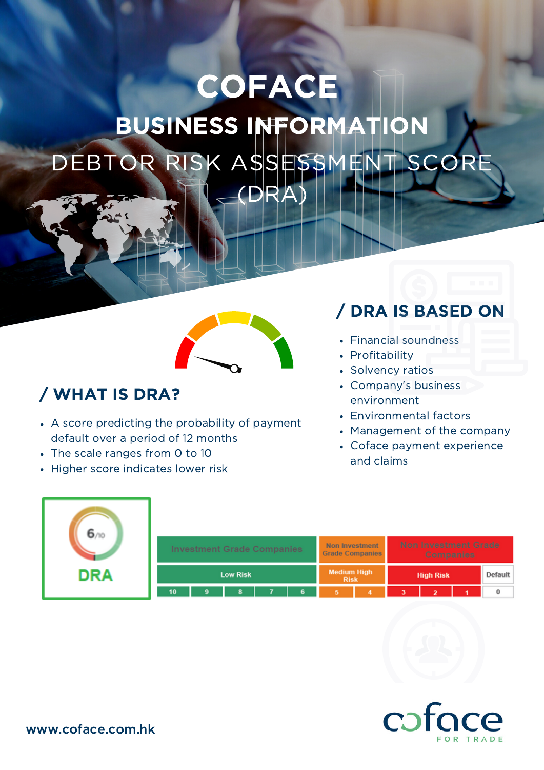# COFACE

## BUSINESS INFORMATION

## DEBTOR RISK ASSESSMENT SCORE (DRA)

## / WHAT IS DRA?

- A score predicting the probability of payment default over a period of 12 months
- The scale ranges from 0 to 10
- Higher score indicates lower risk

## / DRA IS BASED ON

- Financial soundness
- Profitability
- Solvency ratios
- Company's business environment
- Environmental factors
- Management of the company
- Coface payment experience and claims

6/10 DRA

| Investment Grade Companies | | | | | Non Investment Grade Companies | | Non Investment Grade Companies | | | |
|---|---|---|---|---|---|---|---|---|---|---|
| Low Risk | | | | | Medium High Risk | | High Risk | | | Default |
| 10 | 9 | 8 | 7 | 6 | 5 | 4 | 3 | 2 | 1 | 0 |

www.coface.com.hk

coface FOR TRADE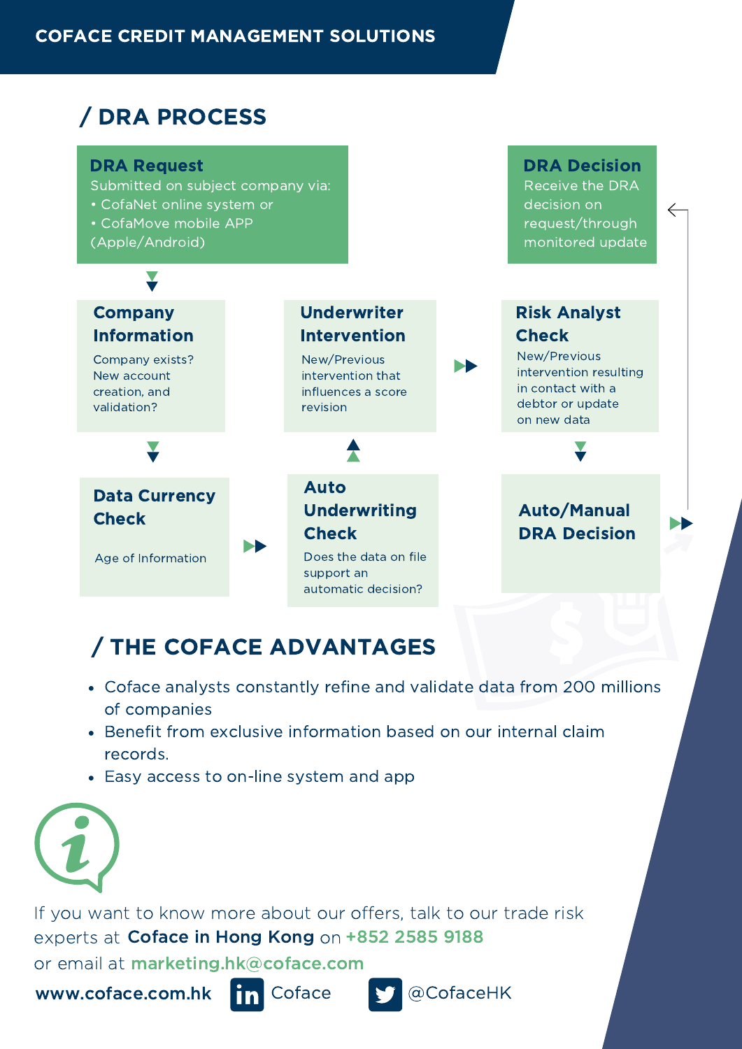COFACE CREDIT MANAGEMENT SOLUTIONS

## / DRA PROCESS

**DRA Request**
Submitted on subject company via:
- CofaNet online system or
- CofaMove mobile APP (Apple/Android)

**Company Information**
Company exists? New account creation, and validation?

**Data Currency Check**
Age of Information

**Auto Underwriting Check**
Does the data on file support an automatic decision?

**Underwriter Intervention**
New/Previous intervention that influences a score revision

**Risk Analyst Check**
New/Previous intervention resulting in contact with a debtor or update on new data

**Auto/Manual DRA Decision**

**DRA Decision**
Receive the DRA decision on request/through monitored update

## / THE COFACE ADVANTAGES

- Coface analysts constantly refine and validate data from 200 millions of companies
- Benefit from exclusive information based on our internal claim records.
- Easy access to on-line system and app

If you want to know more about our offers, talk to our trade risk experts at **Coface in Hong Kong** on **+852 2585 9188**
or email at **marketing.hk@coface.com**

**www.coface.com.hk** Coface @CofaceHK